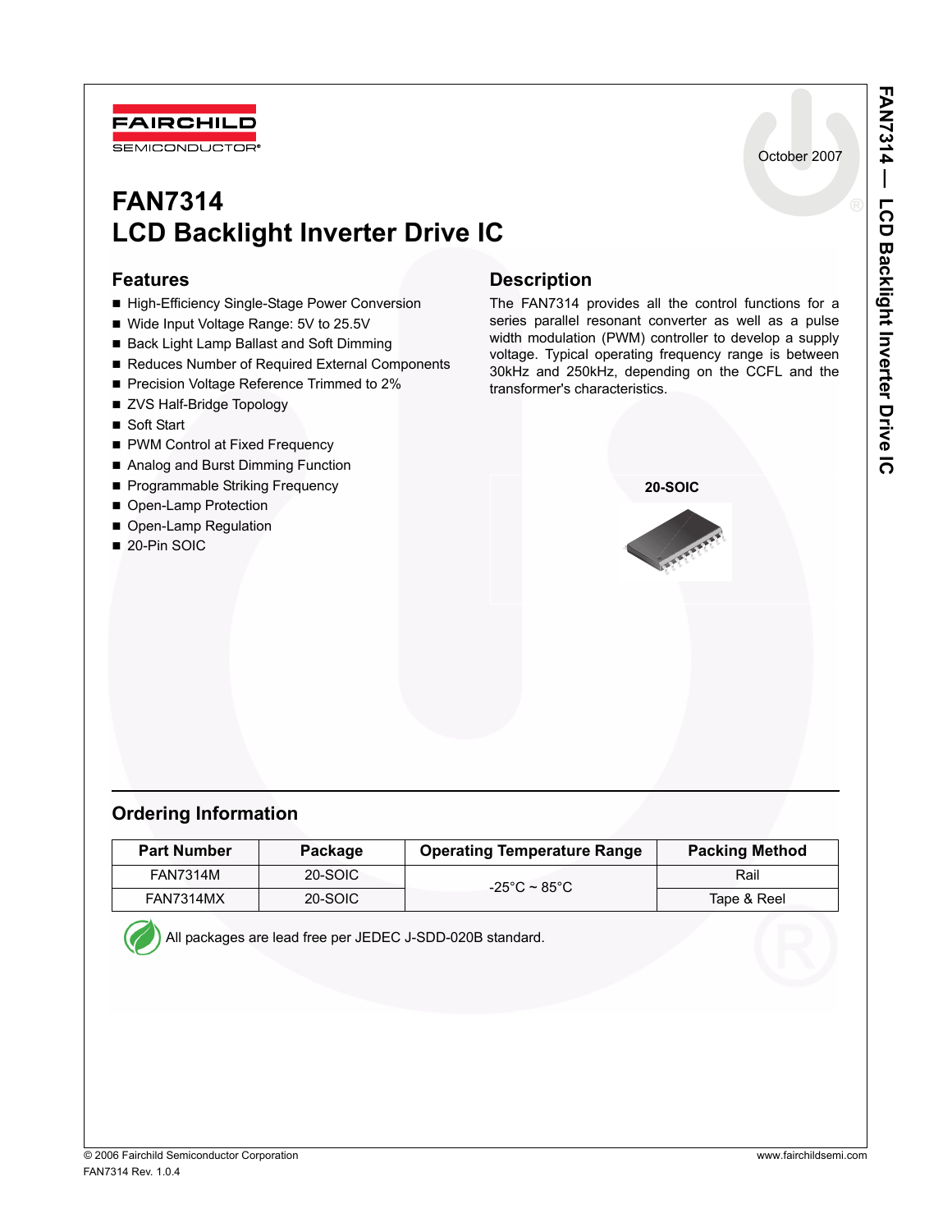October 2007

# FAN7314
# LCD Backlight Inverter Drive IC

## Features

- High-Efficiency Single-Stage Power Conversion
- Wide Input Voltage Range: 5V to 25.5V
- Back Light Lamp Ballast and Soft Dimming
- Reduces Number of Required External Components
- Precision Voltage Reference Trimmed to 2%
- ZVS Half-Bridge Topology
- Soft Start
- PWM Control at Fixed Frequency
- Analog and Burst Dimming Function
- Programmable Striking Frequency
- Open-Lamp Protection
- Open-Lamp Regulation
- 20-Pin SOIC

## Description

The FAN7314 provides all the control functions for a series parallel resonant converter as well as a pulse width modulation (PWM) controller to develop a supply voltage. Typical operating frequency range is between 30kHz and 250kHz, depending on the CCFL and the transformer's characteristics.

**20-SOIC**

## Ordering Information

| Part Number | Package | Operating Temperature Range | Packing Method |
|---|---|---|---|
| FAN7314M | 20-SOIC | -25°C ~ 85°C | Rail |
| FAN7314MX | 20-SOIC | | Tape & Reel |

All packages are lead free per JEDEC J-SDD-020B standard.

© 2006 Fairchild Semiconductor Corporation
FAN7314 Rev. 1.0.4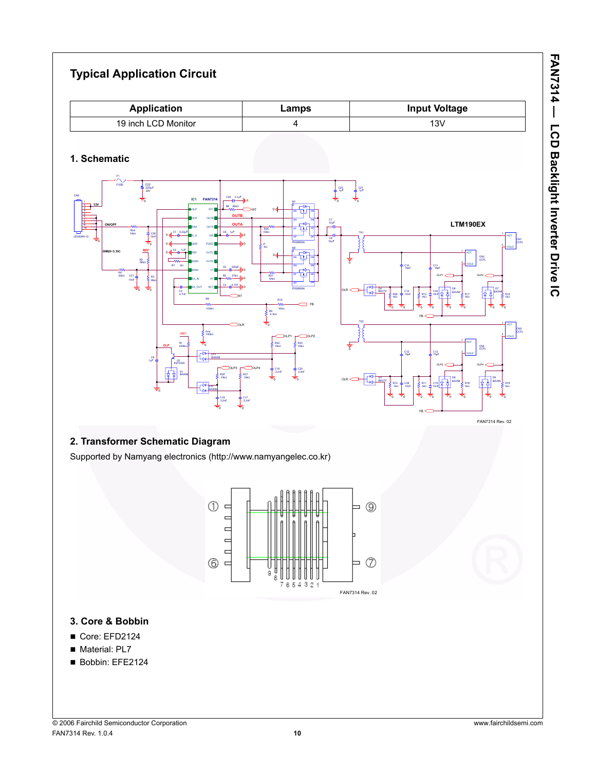## Typical Application Circuit

| Application | Lamps | Input Voltage |
|---|---|---|
| 19 inch LCD Monitor | 4 | 13V |

### 1. Schematic

FAN7314 Rev. 02

### 2. Transformer Schematic Diagram

Supported by Namyang electronics (http://www.namyangelec.co.kr)

FAN7314 Rev. 02

### 3. Core & Bobbin

- Core: EFD2124
- Material: PL7
- Bobbin: EFE2124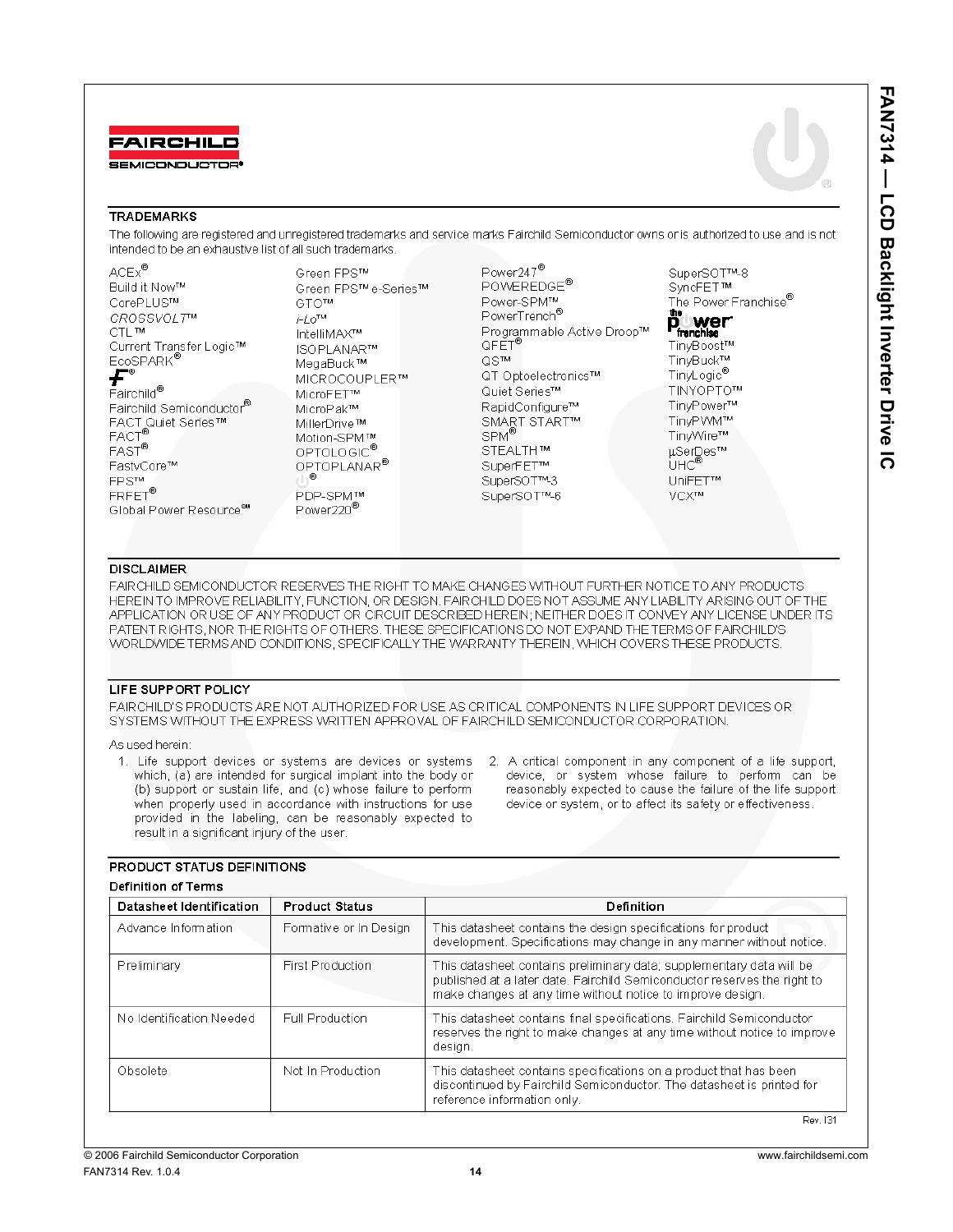## TRADEMARKS

The following are registered and unregistered trademarks and service marks Fairchild Semiconductor owns or is authorized to use and is not intended to be an exhaustive list of all such trademarks.

ACEx®
Build it Now™
CorePLUS™
*CROSSVOLT™*
CTL™
Current Transfer Logic™
EcoSPARK®
®
Fairchild®
Fairchild Semiconductor®
FACT Quiet Series™
FACT®
FAST®
FastvCore™
FPS™
FRFET®
Global Power Resource℠
Green FPS™
Green FPS™ e-Series™
GTO™
*i-Lo*™
IntelliMAX™
ISOPLANAR™
MegaBuck™
MICROCOUPLER™
MicroFET™
MicroPak™
MillerDrive™
Motion-SPM™
OPTOLOGIC®
OPTOPLANAR®
®
PDP-SPM™
Power220®
Power247®
POWEREDGE®
Power-SPM™
PowerTrench®
Programmable Active Droop™
QFET®
QS™
QT Optoelectronics™
Quiet Series™
RapidConfigure™
SMART START™
SPM®
STEALTH™
SuperFET™
SuperSOT™-3
SuperSOT™-6
SuperSOT™-8
SyncFET™
The Power Franchise®
the power franchise®
TinyBoost™
TinyBuck™
TinyLogic®
TINYOPTO™
TinyPower™
TinyPWM™
TinyWire™
µSerDes™
UHC®
UniFET™
VCX™

## DISCLAIMER

FAIRCHILD SEMICONDUCTOR RESERVES THE RIGHT TO MAKE CHANGES WITHOUT FURTHER NOTICE TO ANY PRODUCTS HEREIN TO IMPROVE RELIABILITY, FUNCTION, OR DESIGN. FAIRCHILD DOES NOT ASSUME ANY LIABILITY ARISING OUT OF THE APPLICATION OR USE OF ANY PRODUCT OR CIRCUIT DESCRIBED HEREIN; NEITHER DOES IT CONVEY ANY LICENSE UNDER ITS PATENT RIGHTS, NOR THE RIGHTS OF OTHERS. THESE SPECIFICATIONS DO NOT EXPAND THE TERMS OF FAIRCHILD'S WORLDWIDE TERMS AND CONDITIONS, SPECIFICALLY THE WARRANTY THEREIN, WHICH COVERS THESE PRODUCTS.

## LIFE SUPPORT POLICY

FAIRCHILD'S PRODUCTS ARE NOT AUTHORIZED FOR USE AS CRITICAL COMPONENTS IN LIFE SUPPORT DEVICES OR SYSTEMS WITHOUT THE EXPRESS WRITTEN APPROVAL OF FAIRCHILD SEMICONDUCTOR CORPORATION.

As used herein:

1. Life support devices or systems are devices or systems which, (a) are intended for surgical implant into the body or (b) support or sustain life, and (c) whose failure to perform when properly used in accordance with instructions for use provided in the labeling, can be reasonably expected to result in a significant injury of the user.
2. A critical component in any component of a life support, device, or system whose failure to perform can be reasonably expected to cause the failure of the life support device or system, or to affect its safety or effectiveness.

## PRODUCT STATUS DEFINITIONS

### Definition of Terms

| Datasheet Identification | Product Status | Definition |
|---|---|---|
| Advance Information | Formative or In Design | This datasheet contains the design specifications for product development. Specifications may change in any manner without notice. |
| Preliminary | First Production | This datasheet contains preliminary data; supplementary data will be published at a later date. Fairchild Semiconductor reserves the right to make changes at any time without notice to improve design. |
| No Identification Needed | Full Production | This datasheet contains final specifications. Fairchild Semiconductor reserves the right to make changes at any time without notice to improve design. |
| Obsolete | Not In Production | This datasheet contains specifications on a product that has been discontinued by Fairchild Semiconductor. The datasheet is printed for reference information only. |

Rev. I31